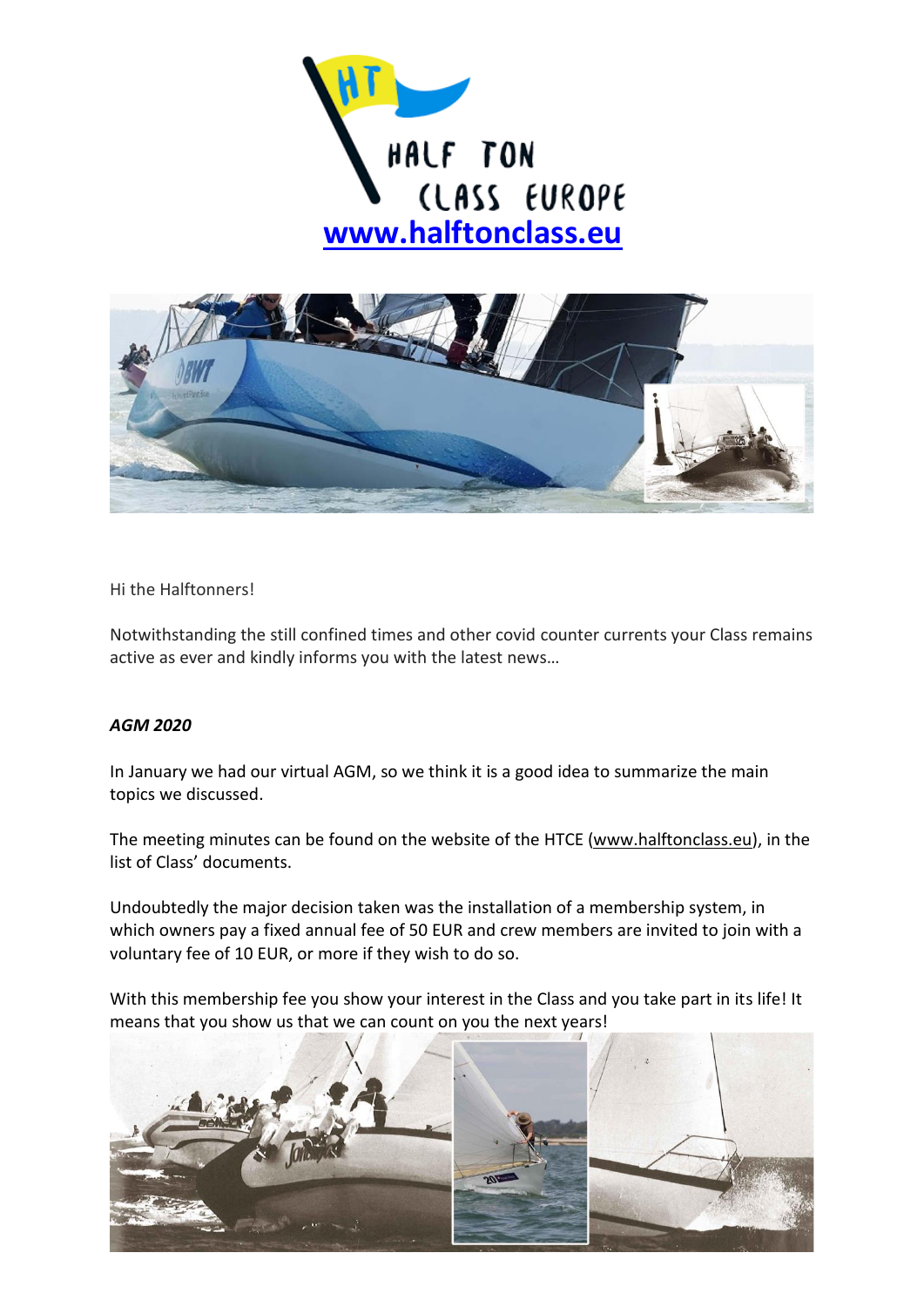HALF TON CLASS EUROPE

[www.halftonclass.eu](http://www.halftonclass.eu)

Hi the Halftonners!

Notwithstanding the still confined times and other covid counter currents your Class remains active as ever and kindly informs you with the latest news…

***AGM 2020***

In January we had our virtual AGM, so we think it is a good idea to summarize the main topics we discussed.

The meeting minutes can be found on the website of the HTCE ([www.halftonclass.eu](http://www.halftonclass.eu)), in the list of Class' documents.

Undoubtedly the major decision taken was the installation of a membership system, in which owners pay a fixed annual fee of 50 EUR and crew members are invited to join with a voluntary fee of 10 EUR, or more if they wish to do so.

With this membership fee you show your interest in the Class and you take part in its life! It means that you show us that we can count on you the next years!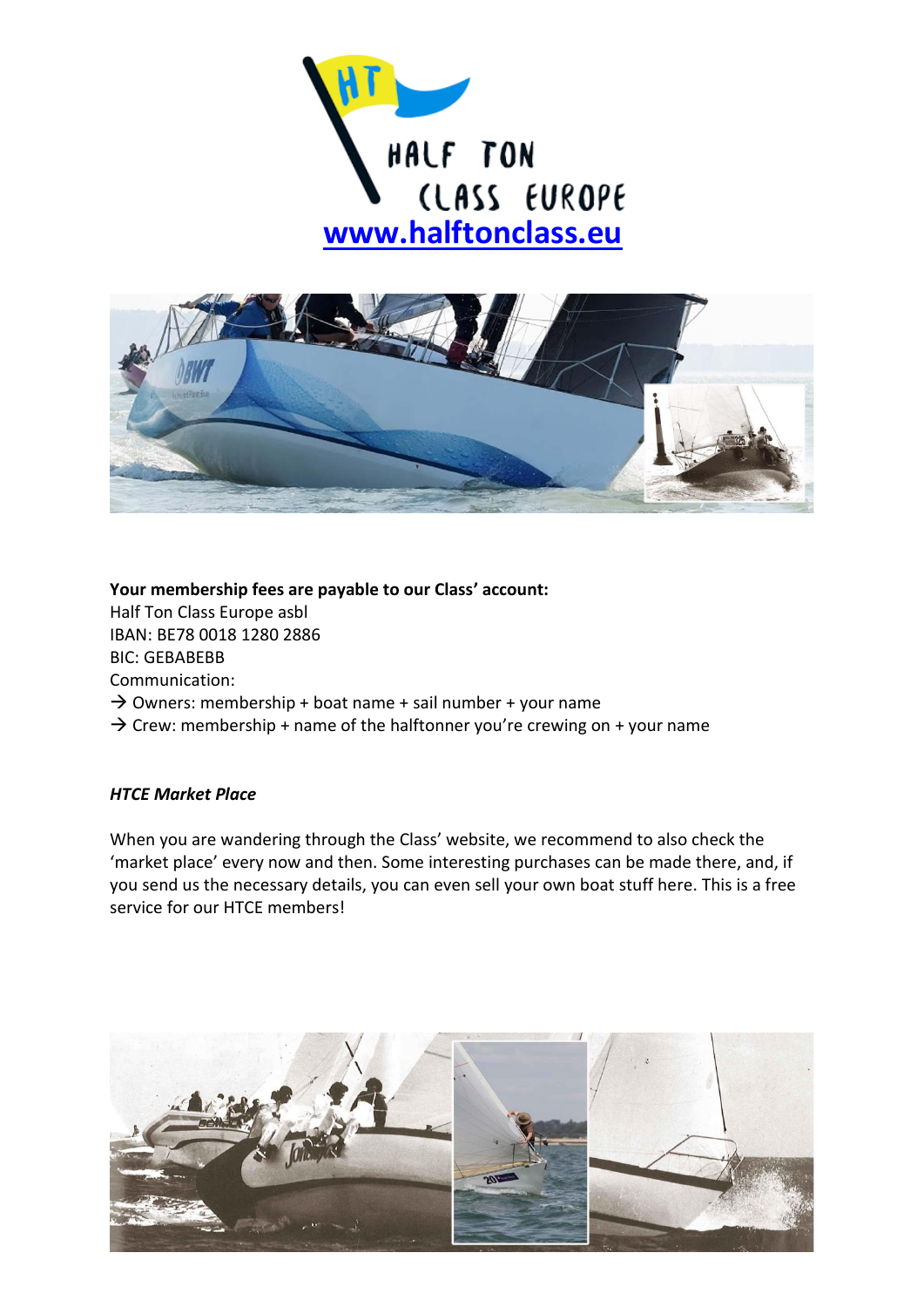HALF TON CLASS EUROPE

**[www.halftonclass.eu](http://www.halftonclass.eu)**

**Your membership fees are payable to our Class' account:**
Half Ton Class Europe asbl
IBAN: BE78 0018 1280 2886
BIC: GEBABEBB
Communication:
→ Owners: membership + boat name + sail number + your name
→ Crew: membership + name of the halftonner you're crewing on + your name

***HTCE Market Place***

When you are wandering through the Class' website, we recommend to also check the 'market place' every now and then. Some interesting purchases can be made there, and, if you send us the necessary details, you can even sell your own boat stuff here. This is a free service for our HTCE members!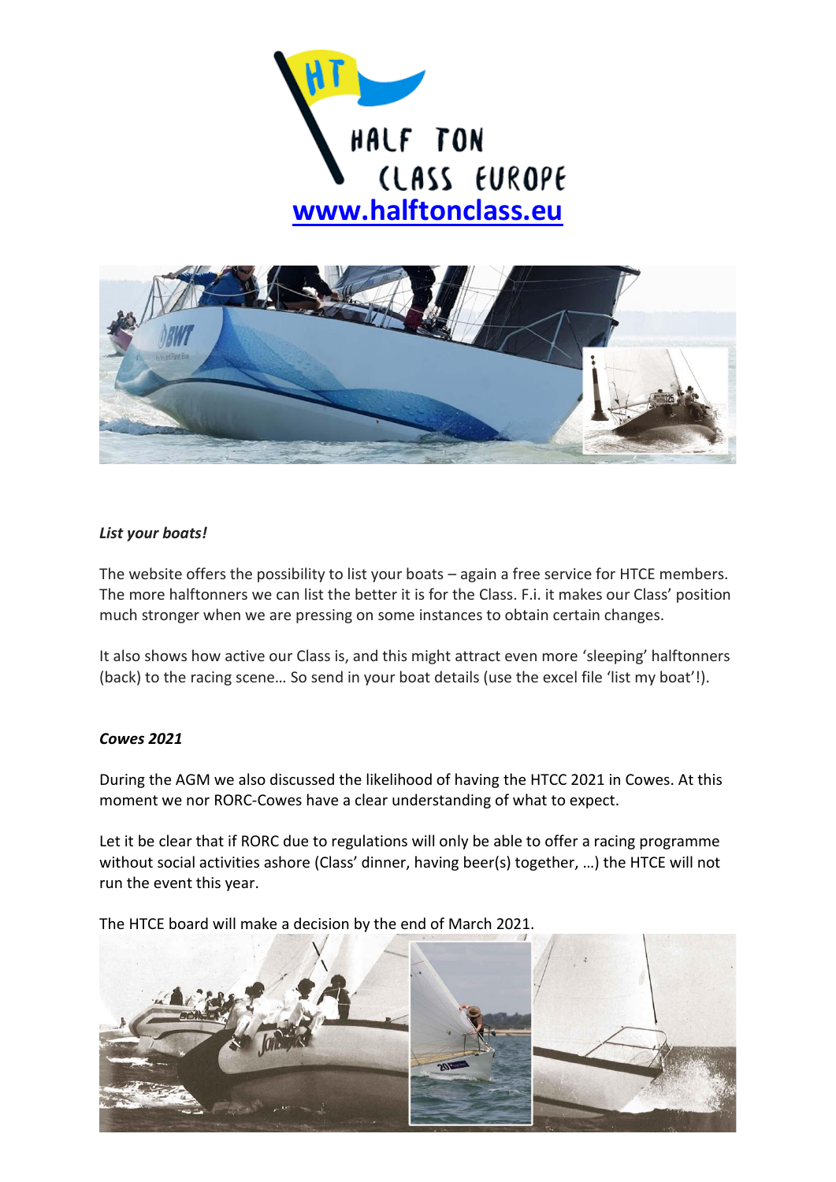[www.halftonclass.eu](http://www.halftonclass.eu)

***List your boats!***

The website offers the possibility to list your boats – again a free service for HTCE members. The more halftonners we can list the better it is for the Class. F.i. it makes our Class' position much stronger when we are pressing on some instances to obtain certain changes.

It also shows how active our Class is, and this might attract even more 'sleeping' halftonners (back) to the racing scene… So send in your boat details (use the excel file 'list my boat'!).

***Cowes 2021***

During the AGM we also discussed the likelihood of having the HTCC 2021 in Cowes. At this moment we nor RORC-Cowes have a clear understanding of what to expect.

Let it be clear that if RORC due to regulations will only be able to offer a racing programme without social activities ashore (Class' dinner, having beer(s) together, …) the HTCE will not run the event this year.

The HTCE board will make a decision by the end of March 2021.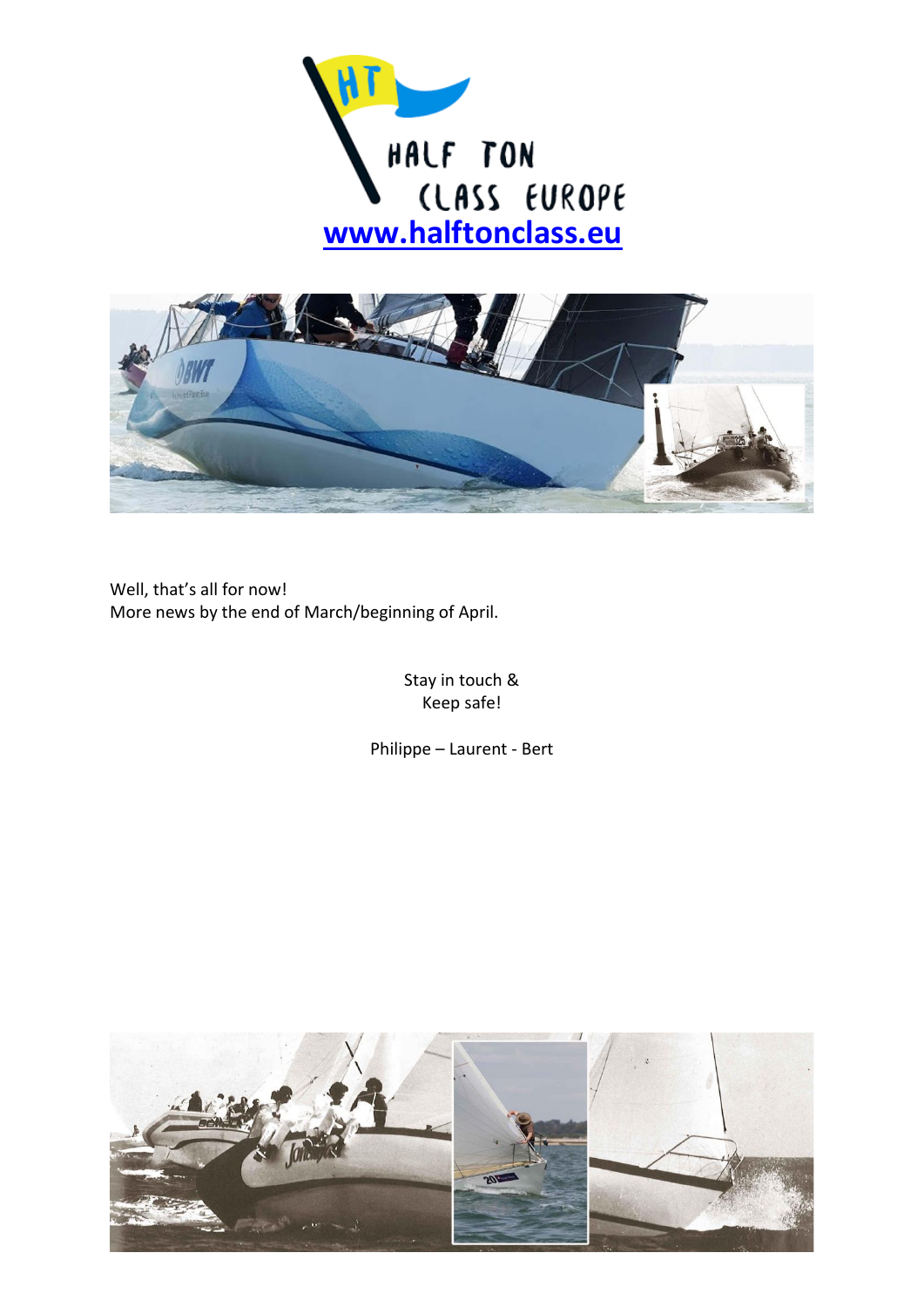HALF TON CLASS EUROPE

[www.halftonclass.eu](http://www.halftonclass.eu)

Well, that's all for now!
More news by the end of March/beginning of April.

Stay in touch &
Keep safe!

Philippe – Laurent - Bert